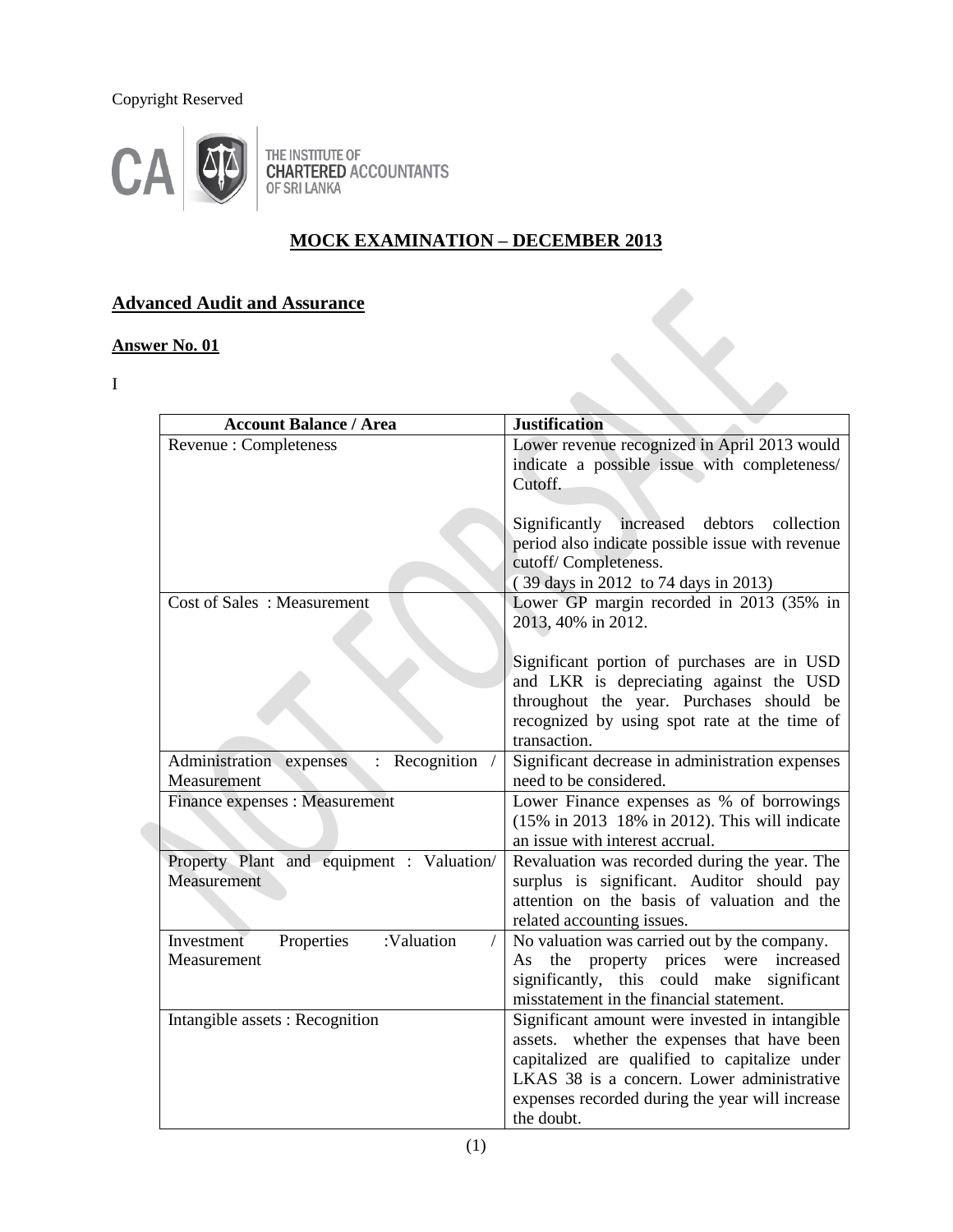Copyright Reserved

THE INSTITUTE OF CHARTERED ACCOUNTANTS OF SRI LANKA

## MOCK EXAMINATION – DECEMBER 2013

### Advanced Audit and Assurance

**Answer No. 01**

I

| Account Balance / Area | Justification |
|---|---|
| Revenue : Completeness | Lower revenue recognized in April 2013 would indicate a possible issue with completeness/ Cutoff.<br><br>Significantly increased debtors collection period also indicate possible issue with revenue cutoff/ Completeness.<br>( 39 days in 2012 to 74 days in 2013) |
| Cost of Sales : Measurement | Lower GP margin recorded in 2013 (35% in 2013, 40% in 2012.<br><br>Significant portion of purchases are in USD and LKR is depreciating against the USD throughout the year. Purchases should be recognized by using spot rate at the time of transaction. |
| Administration expenses : Recognition / Measurement | Significant decrease in administration expenses need to be considered. |
| Finance expenses : Measurement | Lower Finance expenses as % of borrowings (15% in 2013 18% in 2012). This will indicate an issue with interest accrual. |
| Property Plant and equipment : Valuation/ Measurement | Revaluation was recorded during the year. The surplus is significant. Auditor should pay attention on the basis of valuation and the related accounting issues. |
| Investment Properties :Valuation / Measurement | No valuation was carried out by the company. As the property prices were increased significantly, this could make significant misstatement in the financial statement. |
| Intangible assets : Recognition | Significant amount were invested in intangible assets. whether the expenses that have been capitalized are qualified to capitalize under LKAS 38 is a concern. Lower administrative expenses recorded during the year will increase the doubt. |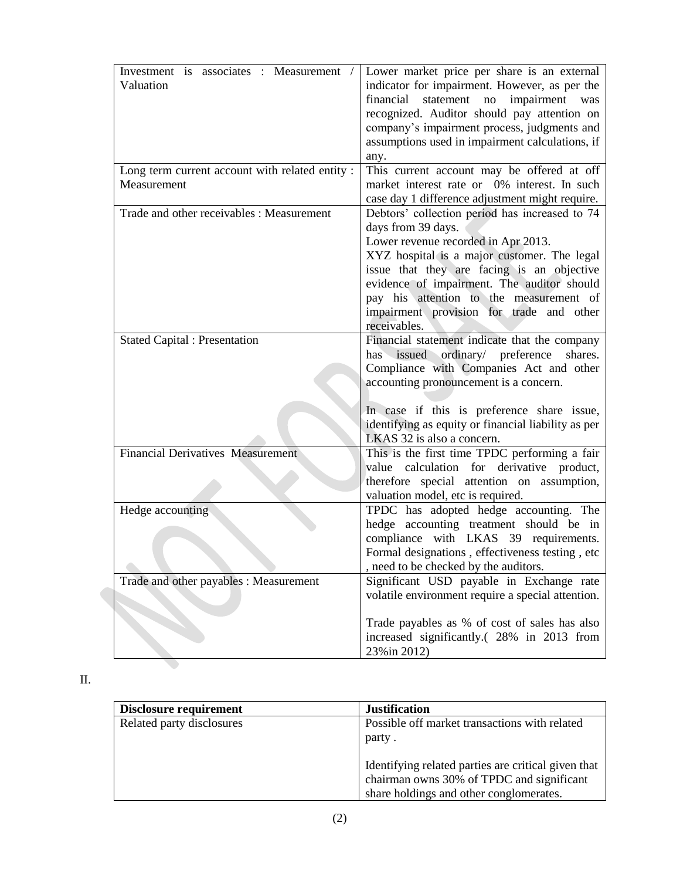| | |
|---|---|
| Investment is associates : Measurement / Valuation | Lower market price per share is an external indicator for impairment. However, as per the financial statement no impairment was recognized. Auditor should pay attention on company's impairment process, judgments and assumptions used in impairment calculations, if any. |
| Long term current account with related entity : Measurement | This current account may be offered at off market interest rate or 0% interest. In such case day 1 difference adjustment might require. |
| Trade and other receivables : Measurement | Debtors' collection period has increased to 74 days from 39 days.<br>Lower revenue recorded in Apr 2013.<br>XYZ hospital is a major customer. The legal issue that they are facing is an objective evidence of impairment. The auditor should pay his attention to the measurement of impairment provision for trade and other receivables. |
| Stated Capital : Presentation | Financial statement indicate that the company has issued ordinary/ preference shares. Compliance with Companies Act and other accounting pronouncement is a concern.<br><br>In case if this is preference share issue, identifying as equity or financial liability as per LKAS 32 is also a concern. |
| Financial Derivatives Measurement | This is the first time TPDC performing a fair value calculation for derivative product, therefore special attention on assumption, valuation model, etc is required. |
| Hedge accounting | TPDC has adopted hedge accounting. The hedge accounting treatment should be in compliance with LKAS 39 requirements. Formal designations , effectiveness testing , etc , need to be checked by the auditors. |
| Trade and other payables : Measurement | Significant USD payable in Exchange rate volatile environment require a special attention.<br><br>Trade payables as % of cost of sales has also increased significantly.( 28% in 2013 from 23%in 2012) |

II.

| **Disclosure requirement** | **Justification** |
|---|---|
| Related party disclosures | Possible off market transactions with related party .<br><br>Identifying related parties are critical given that chairman owns 30% of TPDC and significant share holdings and other conglomerates. |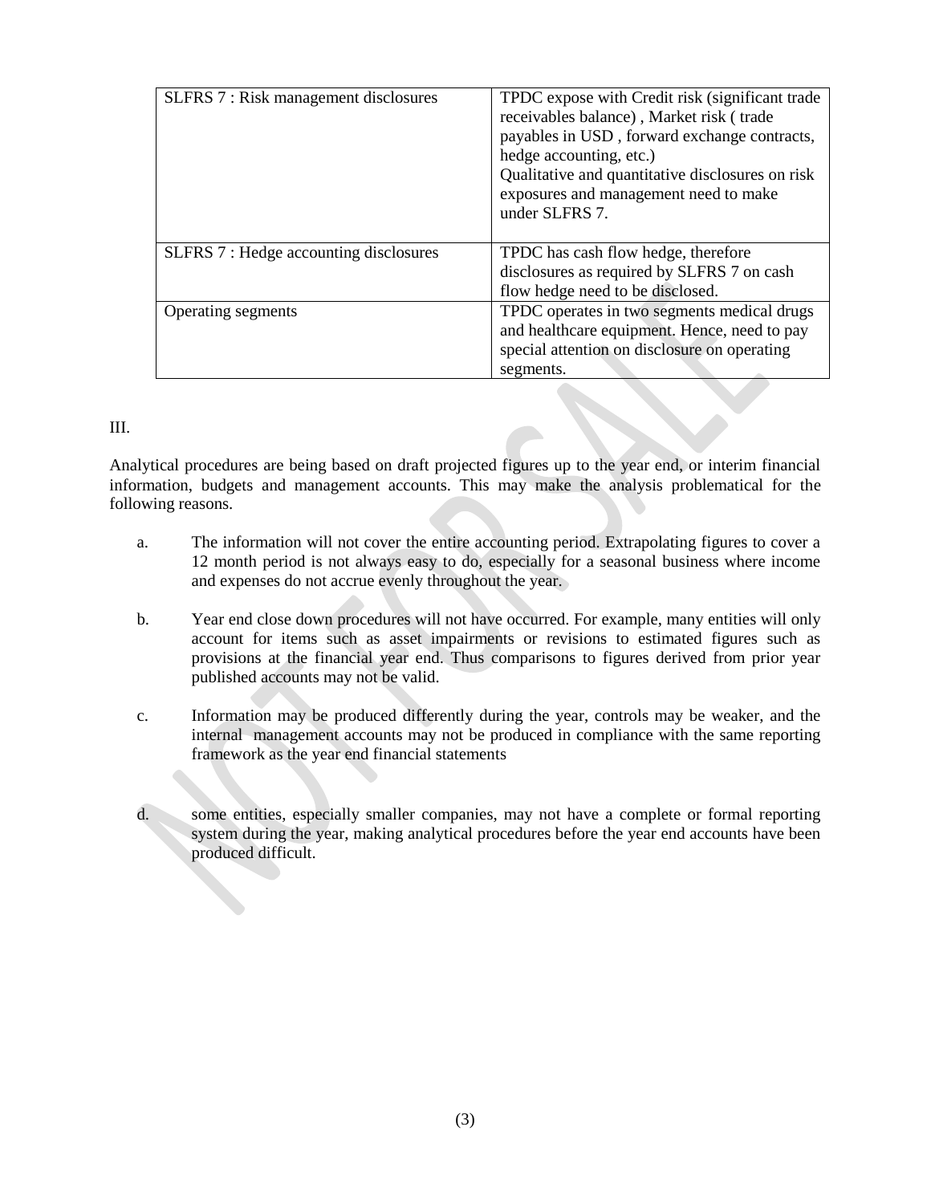| | |
|---|---|
| SLFRS 7 : Risk management disclosures | TPDC expose with Credit risk (significant trade receivables balance) , Market risk ( trade payables in USD , forward exchange contracts, hedge accounting, etc.) Qualitative and quantitative disclosures on risk exposures and management need to make under SLFRS 7. |
| SLFRS 7 : Hedge accounting disclosures | TPDC has cash flow hedge, therefore disclosures as required by SLFRS 7 on cash flow hedge need to be disclosed. |
| Operating segments | TPDC operates in two segments medical drugs and healthcare equipment. Hence, need to pay special attention on disclosure on operating segments. |

III.

Analytical procedures are being based on draft projected figures up to the year end, or interim financial information, budgets and management accounts. This may make the analysis problematical for the following reasons.

a. The information will not cover the entire accounting period. Extrapolating figures to cover a 12 month period is not always easy to do, especially for a seasonal business where income and expenses do not accrue evenly throughout the year.

b. Year end close down procedures will not have occurred. For example, many entities will only account for items such as asset impairments or revisions to estimated figures such as provisions at the financial year end. Thus comparisons to figures derived from prior year published accounts may not be valid.

c. Information may be produced differently during the year, controls may be weaker, and the internal management accounts may not be produced in compliance with the same reporting framework as the year end financial statements

d. some entities, especially smaller companies, may not have a complete or formal reporting system during the year, making analytical procedures before the year end accounts have been produced difficult.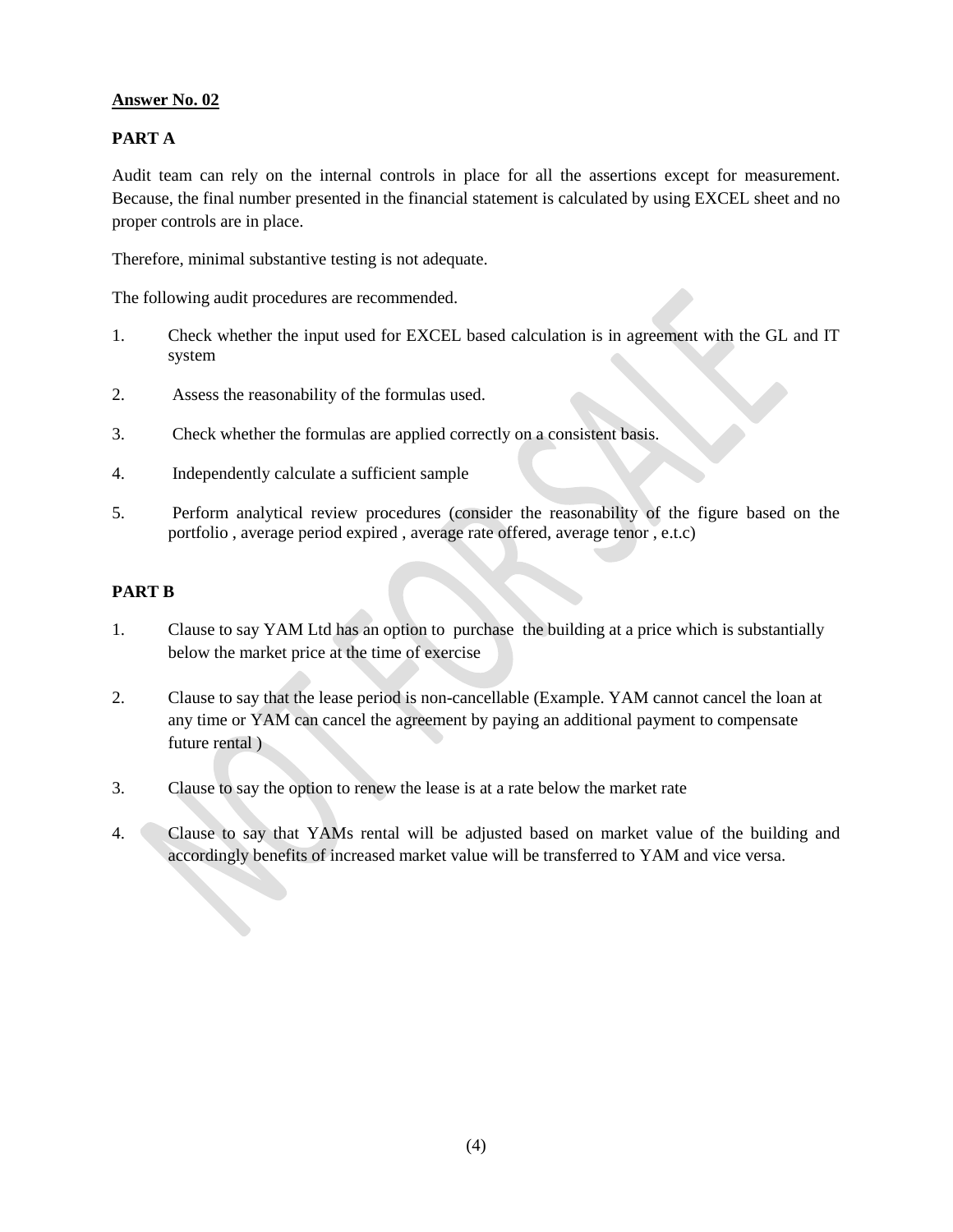**Answer No. 02**

**PART A**

Audit team can rely on the internal controls in place for all the assertions except for measurement. Because, the final number presented in the financial statement is calculated by using EXCEL sheet and no proper controls are in place.

Therefore, minimal substantive testing is not adequate.

The following audit procedures are recommended.

1. Check whether the input used for EXCEL based calculation is in agreement with the GL and IT system
2. Assess the reasonability of the formulas used.
3. Check whether the formulas are applied correctly on a consistent basis.
4. Independently calculate a sufficient sample
5. Perform analytical review procedures (consider the reasonability of the figure based on the portfolio , average period expired , average rate offered, average tenor , e.t.c)

**PART B**

1. Clause to say YAM Ltd has an option to purchase the building at a price which is substantially below the market price at the time of exercise
2. Clause to say that the lease period is non-cancellable (Example. YAM cannot cancel the loan at any time or YAM can cancel the agreement by paying an additional payment to compensate future rental )
3. Clause to say the option to renew the lease is at a rate below the market rate
4. Clause to say that YAMs rental will be adjusted based on market value of the building and accordingly benefits of increased market value will be transferred to YAM and vice versa.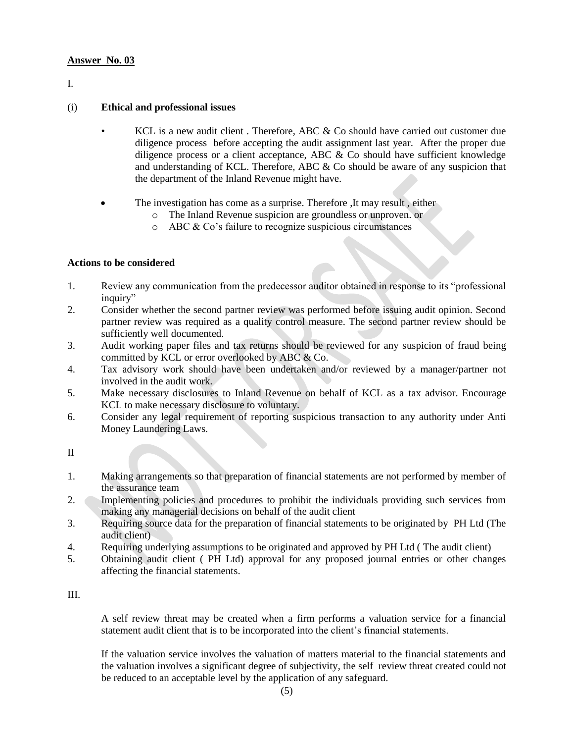**Answer No. 03**

I.

(i) **Ethical and professional issues**

- KCL is a new audit client . Therefore, ABC & Co should have carried out customer due diligence process before accepting the audit assignment last year. After the proper due diligence process or a client acceptance, ABC & Co should have sufficient knowledge and understanding of KCL. Therefore, ABC & Co should be aware of any suspicion that the department of the Inland Revenue might have.

- The investigation has come as a surprise. Therefore ,It may result , either
  - The Inland Revenue suspicion are groundless or unproven. or
  - ABC & Co's failure to recognize suspicious circumstances

**Actions to be considered**

1. Review any communication from the predecessor auditor obtained in response to its "professional inquiry"
2. Consider whether the second partner review was performed before issuing audit opinion. Second partner review was required as a quality control measure. The second partner review should be sufficiently well documented.
3. Audit working paper files and tax returns should be reviewed for any suspicion of fraud being committed by KCL or error overlooked by ABC & Co.
4. Tax advisory work should have been undertaken and/or reviewed by a manager/partner not involved in the audit work.
5. Make necessary disclosures to Inland Revenue on behalf of KCL as a tax advisor. Encourage KCL to make necessary disclosure to voluntary.
6. Consider any legal requirement of reporting suspicious transaction to any authority under Anti Money Laundering Laws.

II

1. Making arrangements so that preparation of financial statements are not performed by member of the assurance team
2. Implementing policies and procedures to prohibit the individuals providing such services from making any managerial decisions on behalf of the audit client
3. Requiring source data for the preparation of financial statements to be originated by PH Ltd (The audit client)
4. Requiring underlying assumptions to be originated and approved by PH Ltd ( The audit client)
5. Obtaining audit client ( PH Ltd) approval for any proposed journal entries or other changes affecting the financial statements.

III.

A self review threat may be created when a firm performs a valuation service for a financial statement audit client that is to be incorporated into the client's financial statements.

If the valuation service involves the valuation of matters material to the financial statements and the valuation involves a significant degree of subjectivity, the self review threat created could not be reduced to an acceptable level by the application of any safeguard.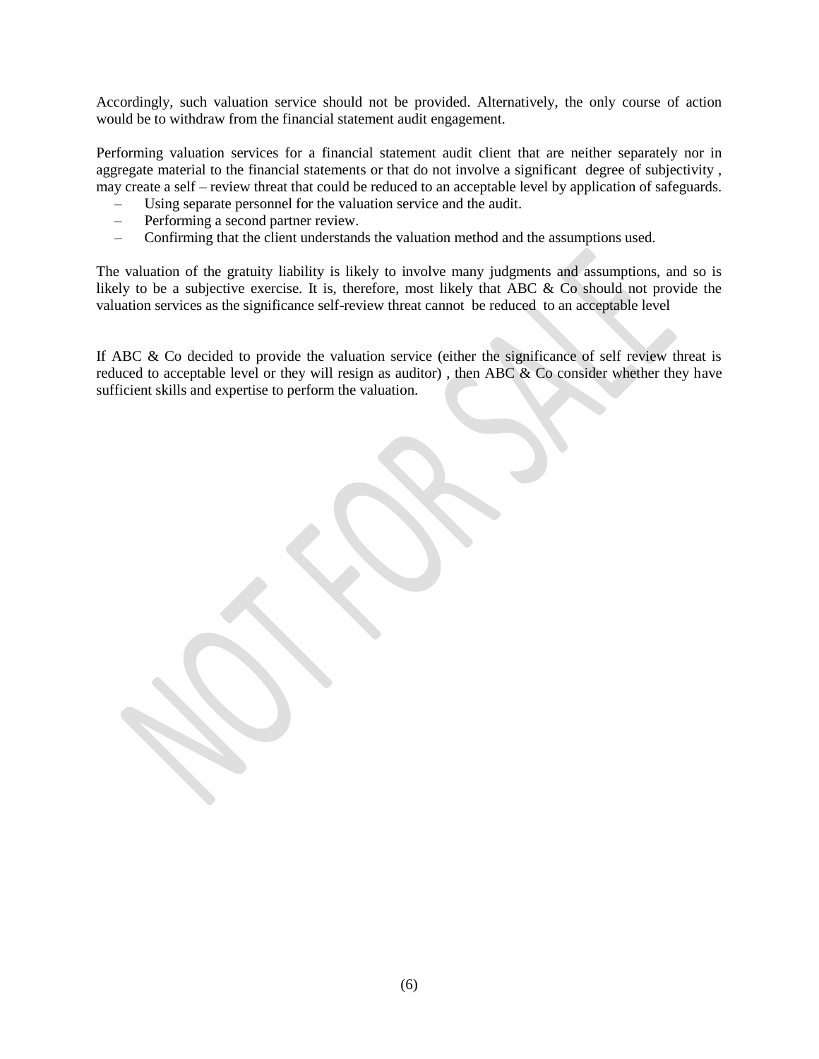Accordingly, such valuation service should not be provided. Alternatively, the only course of action would be to withdraw from the financial statement audit engagement.

Performing valuation services for a financial statement audit client that are neither separately nor in aggregate material to the financial statements or that do not involve a significant degree of subjectivity , may create a self – review threat that could be reduced to an acceptable level by application of safeguards.

- Using separate personnel for the valuation service and the audit.
- Performing a second partner review.
- Confirming that the client understands the valuation method and the assumptions used.

The valuation of the gratuity liability is likely to involve many judgments and assumptions, and so is likely to be a subjective exercise. It is, therefore, most likely that ABC & Co should not provide the valuation services as the significance self-review threat cannot be reduced to an acceptable level

If ABC & Co decided to provide the valuation service (either the significance of self review threat is reduced to acceptable level or they will resign as auditor) , then ABC & Co consider whether they have sufficient skills and expertise to perform the valuation.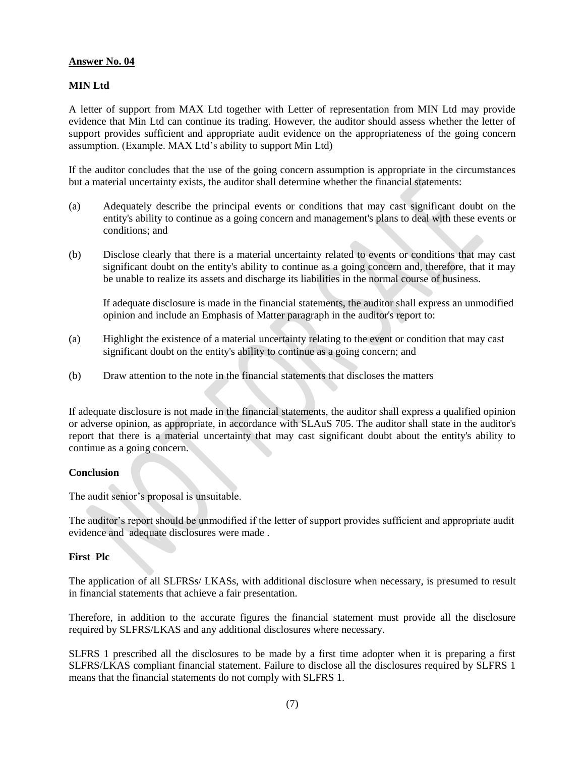**Answer No. 04**

**MIN Ltd**

A letter of support from MAX Ltd together with Letter of representation from MIN Ltd may provide evidence that Min Ltd can continue its trading. However, the auditor should assess whether the letter of support provides sufficient and appropriate audit evidence on the appropriateness of the going concern assumption. (Example. MAX Ltd's ability to support Min Ltd)

If the auditor concludes that the use of the going concern assumption is appropriate in the circumstances but a material uncertainty exists, the auditor shall determine whether the financial statements:

(a) Adequately describe the principal events or conditions that may cast significant doubt on the entity's ability to continue as a going concern and management's plans to deal with these events or conditions; and

(b) Disclose clearly that there is a material uncertainty related to events or conditions that may cast significant doubt on the entity's ability to continue as a going concern and, therefore, that it may be unable to realize its assets and discharge its liabilities in the normal course of business.

If adequate disclosure is made in the financial statements, the auditor shall express an unmodified opinion and include an Emphasis of Matter paragraph in the auditor's report to:

(a) Highlight the existence of a material uncertainty relating to the event or condition that may cast significant doubt on the entity's ability to continue as a going concern; and

(b) Draw attention to the note in the financial statements that discloses the matters

If adequate disclosure is not made in the financial statements, the auditor shall express a qualified opinion or adverse opinion, as appropriate, in accordance with SLAuS 705. The auditor shall state in the auditor's report that there is a material uncertainty that may cast significant doubt about the entity's ability to continue as a going concern.

**Conclusion**

The audit senior's proposal is unsuitable.

The auditor's report should be unmodified if the letter of support provides sufficient and appropriate audit evidence and adequate disclosures were made .

**First Plc**

The application of all SLFRSs/ LKASs, with additional disclosure when necessary, is presumed to result in financial statements that achieve a fair presentation.

Therefore, in addition to the accurate figures the financial statement must provide all the disclosure required by SLFRS/LKAS and any additional disclosures where necessary.

SLFRS 1 prescribed all the disclosures to be made by a first time adopter when it is preparing a first SLFRS/LKAS compliant financial statement. Failure to disclose all the disclosures required by SLFRS 1 means that the financial statements do not comply with SLFRS 1.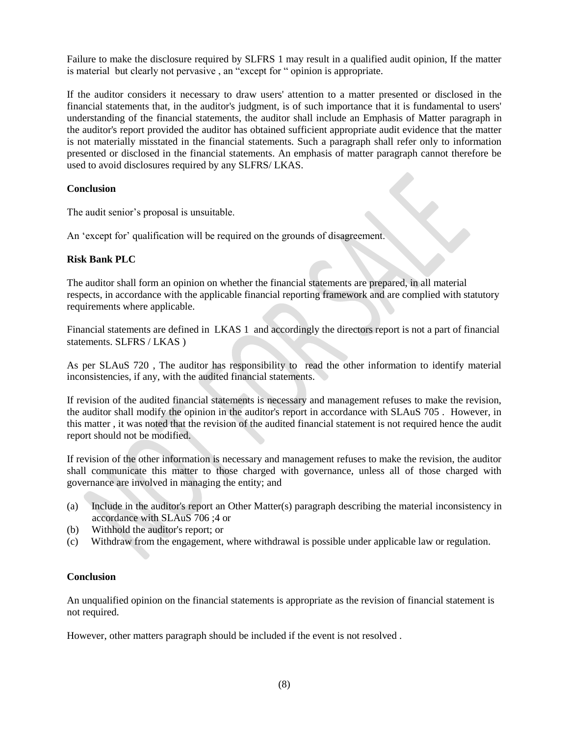Failure to make the disclosure required by SLFRS 1 may result in a qualified audit opinion, If the matter is material but clearly not pervasive , an "except for " opinion is appropriate.

If the auditor considers it necessary to draw users' attention to a matter presented or disclosed in the financial statements that, in the auditor's judgment, is of such importance that it is fundamental to users' understanding of the financial statements, the auditor shall include an Emphasis of Matter paragraph in the auditor's report provided the auditor has obtained sufficient appropriate audit evidence that the matter is not materially misstated in the financial statements. Such a paragraph shall refer only to information presented or disclosed in the financial statements. An emphasis of matter paragraph cannot therefore be used to avoid disclosures required by any SLFRS/ LKAS.

**Conclusion**

The audit senior's proposal is unsuitable.

An 'except for' qualification will be required on the grounds of disagreement.

**Risk Bank PLC**

The auditor shall form an opinion on whether the financial statements are prepared, in all material respects, in accordance with the applicable financial reporting framework and are complied with statutory requirements where applicable.

Financial statements are defined in LKAS 1 and accordingly the directors report is not a part of financial statements. SLFRS / LKAS )

As per SLAuS 720 , The auditor has responsibility to read the other information to identify material inconsistencies, if any, with the audited financial statements.

If revision of the audited financial statements is necessary and management refuses to make the revision, the auditor shall modify the opinion in the auditor's report in accordance with SLAuS 705 . However, in this matter , it was noted that the revision of the audited financial statement is not required hence the audit report should not be modified.

If revision of the other information is necessary and management refuses to make the revision, the auditor shall communicate this matter to those charged with governance, unless all of those charged with governance are involved in managing the entity; and

(a) Include in the auditor's report an Other Matter(s) paragraph describing the material inconsistency in accordance with SLAuS 706 ;4 or
(b) Withhold the auditor's report; or
(c) Withdraw from the engagement, where withdrawal is possible under applicable law or regulation.

**Conclusion**

An unqualified opinion on the financial statements is appropriate as the revision of financial statement is not required.

However, other matters paragraph should be included if the event is not resolved .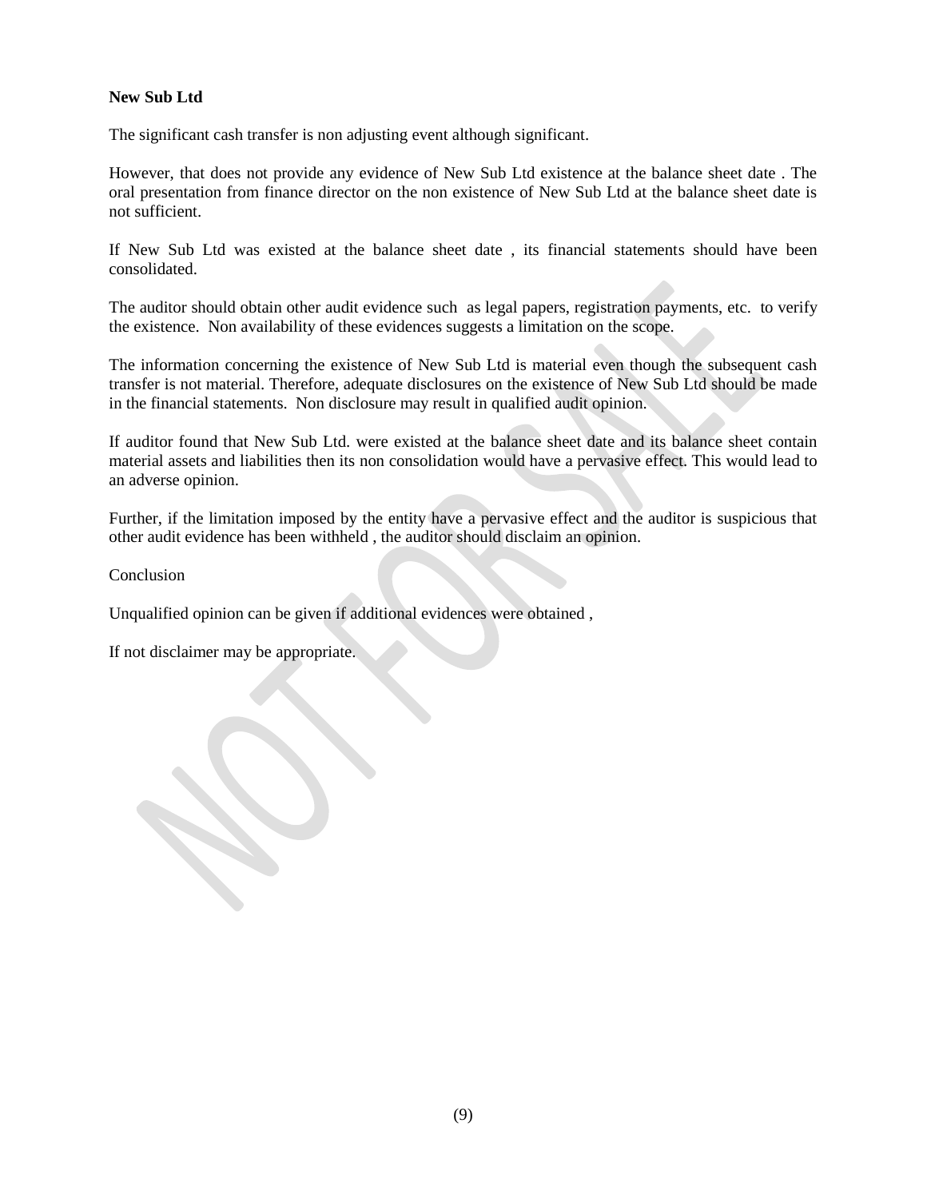**New Sub Ltd**

The significant cash transfer is non adjusting event although significant.

However, that does not provide any evidence of New Sub Ltd existence at the balance sheet date . The oral presentation from finance director on the non existence of New Sub Ltd at the balance sheet date is not sufficient.

If New Sub Ltd was existed at the balance sheet date , its financial statements should have been consolidated.

The auditor should obtain other audit evidence such as legal papers, registration payments, etc. to verify the existence. Non availability of these evidences suggests a limitation on the scope.

The information concerning the existence of New Sub Ltd is material even though the subsequent cash transfer is not material. Therefore, adequate disclosures on the existence of New Sub Ltd should be made in the financial statements. Non disclosure may result in qualified audit opinion.

If auditor found that New Sub Ltd. were existed at the balance sheet date and its balance sheet contain material assets and liabilities then its non consolidation would have a pervasive effect. This would lead to an adverse opinion.

Further, if the limitation imposed by the entity have a pervasive effect and the auditor is suspicious that other audit evidence has been withheld , the auditor should disclaim an opinion.

Conclusion

Unqualified opinion can be given if additional evidences were obtained ,

If not disclaimer may be appropriate.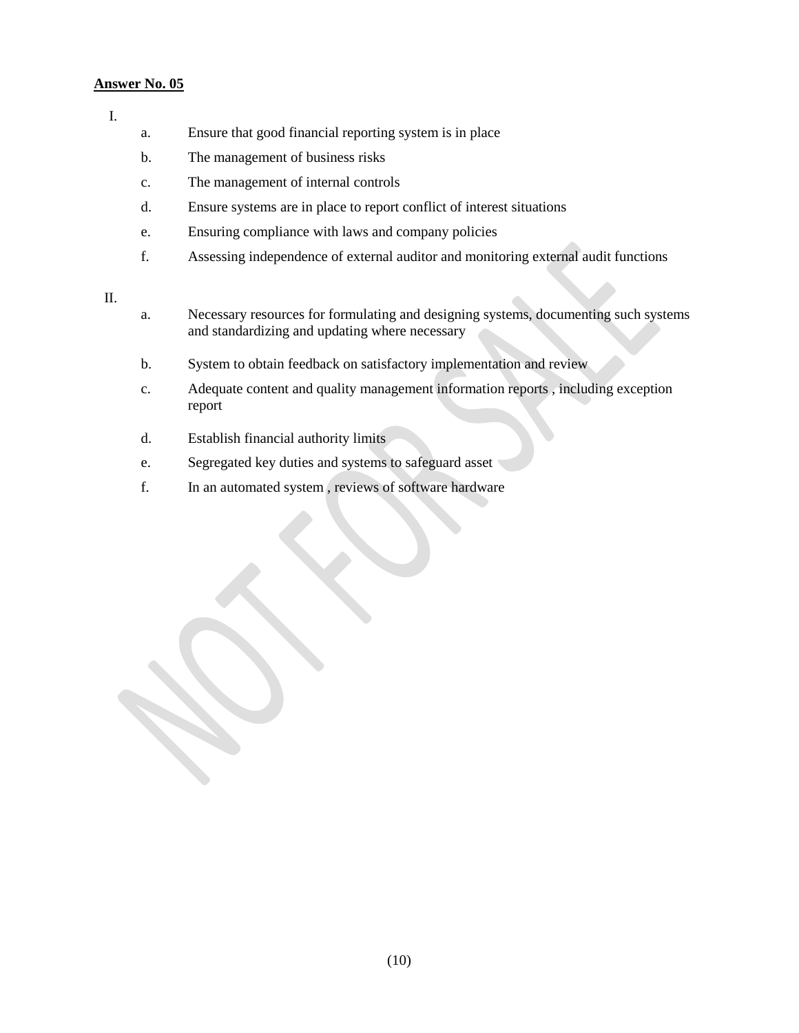**Answer No. 05**

I.

a. Ensure that good financial reporting system is in place

b. The management of business risks

c. The management of internal controls

d. Ensure systems are in place to report conflict of interest situations

e. Ensuring compliance with laws and company policies

f. Assessing independence of external auditor and monitoring external audit functions

II.

a. Necessary resources for formulating and designing systems, documenting such systems and standardizing and updating where necessary

b. System to obtain feedback on satisfactory implementation and review

c. Adequate content and quality management information reports , including exception report

d. Establish financial authority limits

e. Segregated key duties and systems to safeguard asset

f. In an automated system , reviews of software hardware